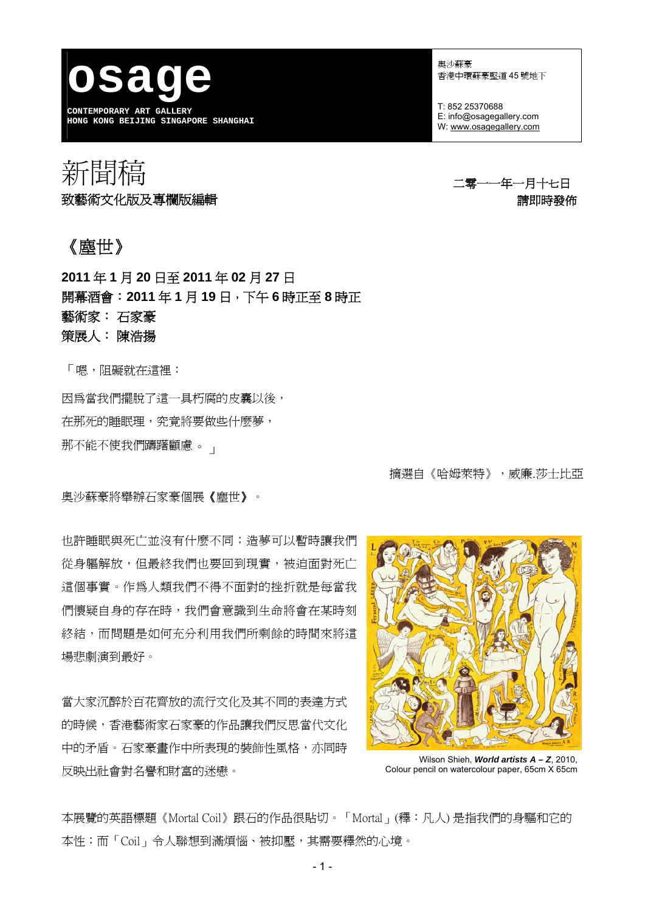**osage**

CONTEMPORARY ART GALLERY
HONG KONG BEIJING SINGAPORE SHANGHAI

奧沙蘇豪
香港中環蘇豪堅道 45 號地下

T: 852 25370688
E: info@osagegallery.com
W: www.osagegallery.com

# 新聞稿

**致藝術文化版及專欄版編輯**

二零一一年一月十七日
**請即時發佈**

## 《塵世》

**2011 年 1 月 20 日至 2011 年 02 月 27 日**
**開幕酒會：2011 年 1 月 19 日，下午 6 時正至 8 時正**
**藝術家： 石家豪**
**策展人： 陳浩揚**

「嗯，阻礙就在這裡：

因為當我們擺脫了這一具朽腐的皮囊以後，

在那死的睡眠裡，究竟將要做些什麼夢，

那不能不使我們躊躇顧慮。 」

摘選自《哈姆萊特》，威廉.莎士比亞

奧沙蘇豪將舉辦石家豪個展《塵世》。

也許睡眠與死亡並沒有什麼不同；造夢可以暫時讓我們從身軀解放，但最終我們也要回到現實，被迫面對死亡這個事實。作為人類我們不得不面對的挫折就是每當我們懷疑自身的存在時，我們會意識到生命將會在某時刻終結，而問題是如何充分利用我們所剩餘的時間來將這場悲劇演到最好。

當大家沉醉於百花齊放的流行文化及其不同的表達方式的時候，香港藝術家石家豪的作品讓我們反思當代文化中的矛盾。石家豪畫作中所表現的裝飾性風格，亦同時反映出社會對名譽和財富的迷戀。

Wilson Shieh, ***World artists A – Z***, 2010, Colour pencil on watercolour paper, 65cm X 65cm

本展覽的英語標題《Mortal Coil》跟石的作品很貼切。「Mortal」(釋：凡人) 是指我們的身軀和它的本性；而「Coil」令人聯想到滿煩惱、被抑壓，其需要釋然的心境。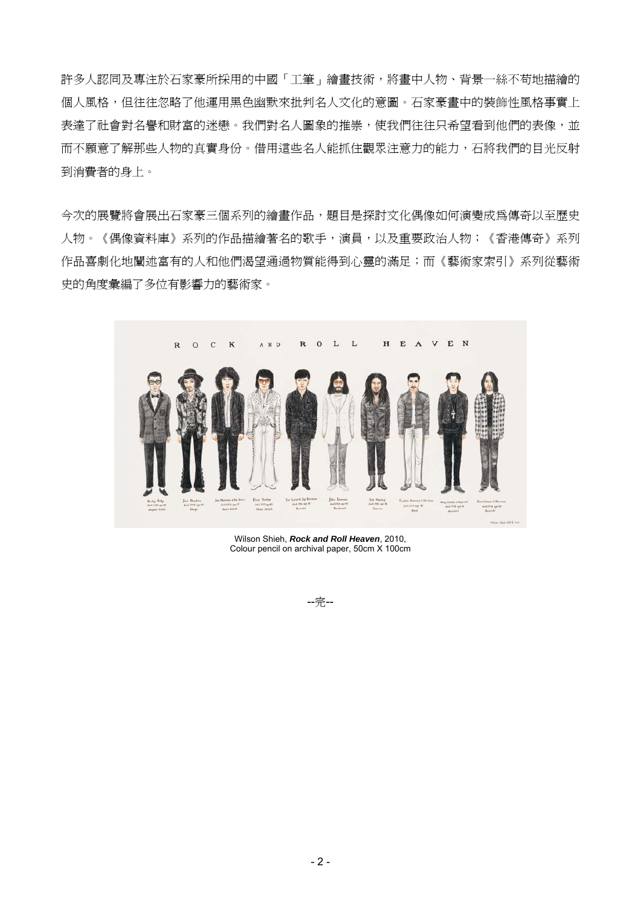許多人認同及專注於石家豪所採用的中國「工筆」繪畫技術，將畫中人物、背景一絲不苟地描繪的個人風格，但往往忽略了他運用黑色幽默來批判名人文化的意圖。石家豪畫中的裝飾性風格事實上表達了社會對名譽和財富的迷戀。我們對名人圖象的推崇，使我們往往只希望看到他們的表像，並而不願意了解那些人物的真實身份。借用這些名人能抓住觀眾注意力的能力，石將我們的目光反射到消費者的身上。

今次的展覽將會展出石家豪三個系列的繪畫作品，題目是探討文化偶像如何演變成爲傳奇以至歷史人物。《偶像資料庫》系列的作品描繪著名的歌手，演員，以及重要政治人物；《香港傳奇》系列作品喜劇化地闡述富有的人和他們渴望通過物質能得到心靈的滿足；而《藝術家索引》系列從藝術史的角度彙編了多位有影響力的藝術家。

Wilson Shieh, ***Rock and Roll Heaven***, 2010,
Colour pencil on archival paper, 50cm X 100cm

--完--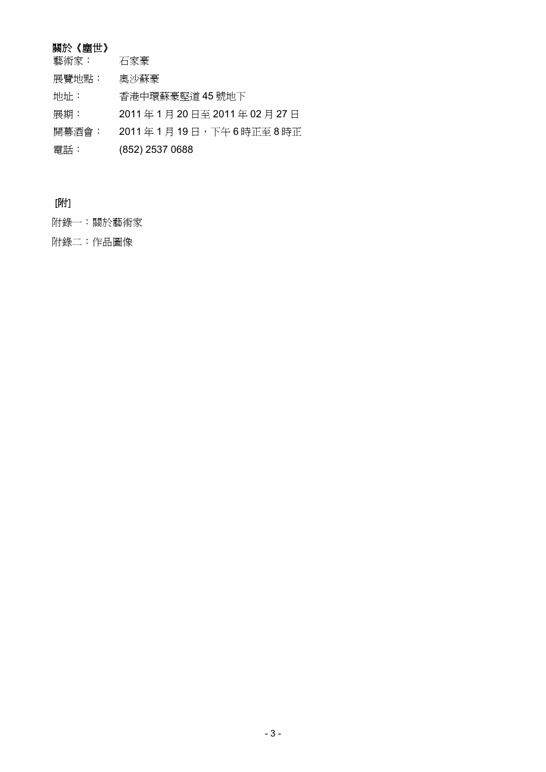**關於《塵世》**

藝術家：　石家豪

展覽地點：　奧沙蘇豪

地址：　香港中環蘇豪堅道 45 號地下

展期：　2011 年 1 月 20 日至 2011 年 02 月 27 日

開幕酒會：　2011 年 1 月 19 日，下午 6 時正至 8 時正

電話：　(852) 2537 0688

[附]

附錄一：關於藝術家

附錄二：作品圖像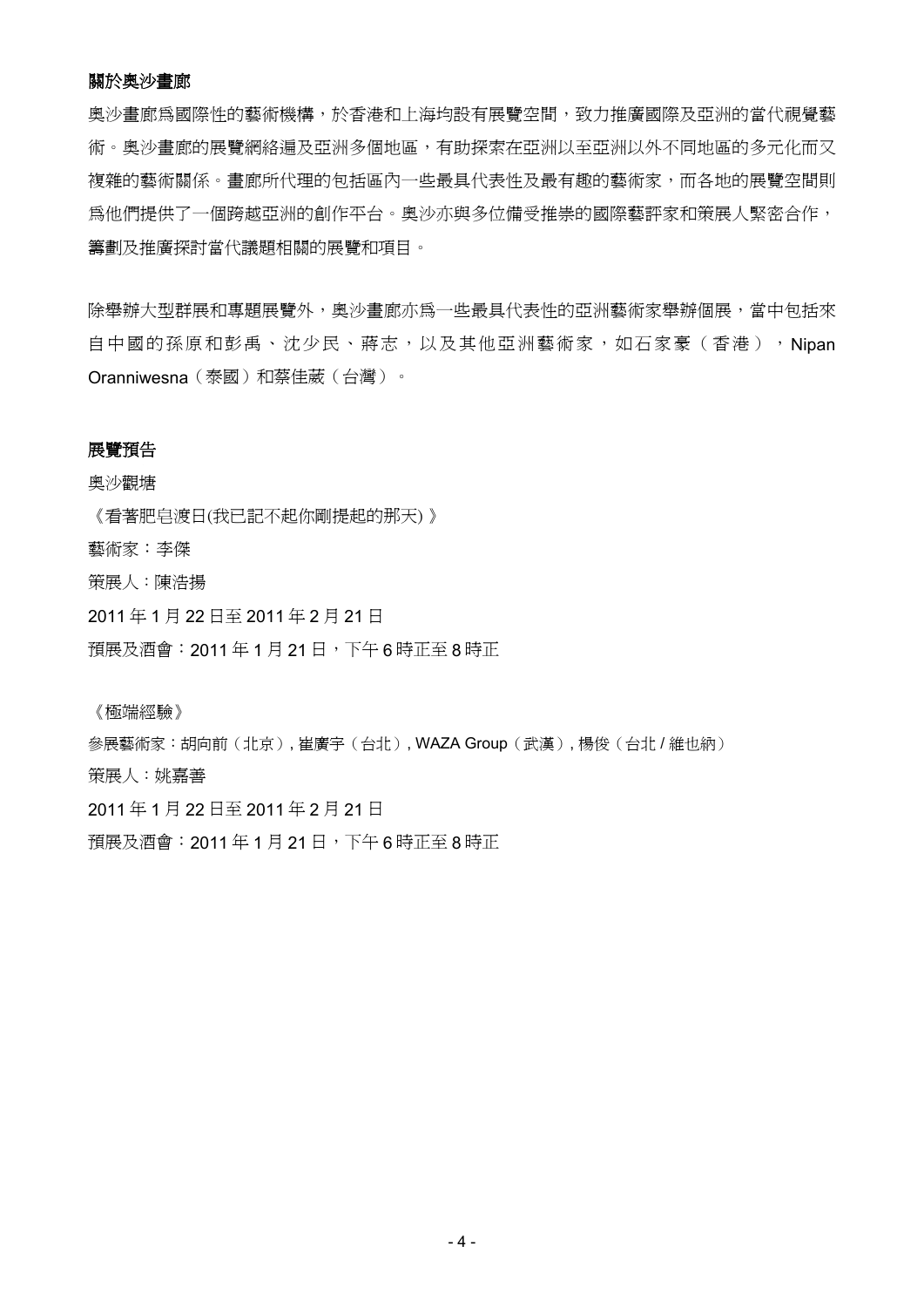**關於奧沙畫廊**

奧沙畫廊爲國際性的藝術機構，於香港和上海均設有展覽空間，致力推廣國際及亞洲的當代視覺藝術。奧沙畫廊的展覽網絡遍及亞洲多個地區，有助探索在亞洲以至亞洲以外不同地區的多元化而又複雜的藝術關係。畫廊所代理的包括區內一些最具代表性及最有趣的藝術家，而各地的展覽空間則爲他們提供了一個跨越亞洲的創作平台。奧沙亦與多位備受推崇的國際藝評家和策展人緊密合作，籌劃及推廣探討當代議題相關的展覽和項目。

除舉辦大型群展和專題展覽外，奧沙畫廊亦爲一些最具代表性的亞洲藝術家舉辦個展，當中包括來自中國的孫原和彭禹、沈少民、蔣志，以及其他亞洲藝術家，如石家豪（香港），Nipan Oranniwesna（泰國）和蔡佳葳（台灣）。

**展覽預告**

奧沙觀塘

《看著肥皂渡日(我已記不起你剛提起的那天) 》

藝術家：李傑

策展人：陳浩揚

2011 年 1 月 22 日至 2011 年 2 月 21 日

預展及酒會：2011 年 1 月 21 日，下午 6 時正至 8 時正

《極端經驗》

參展藝術家：胡向前（北京）, 崔廣宇（台北）, WAZA Group（武漢）, 楊俊（台北 / 維也納）

策展人：姚嘉善

2011 年 1 月 22 日至 2011 年 2 月 21 日

預展及酒會：2011 年 1 月 21 日，下午 6 時正至 8 時正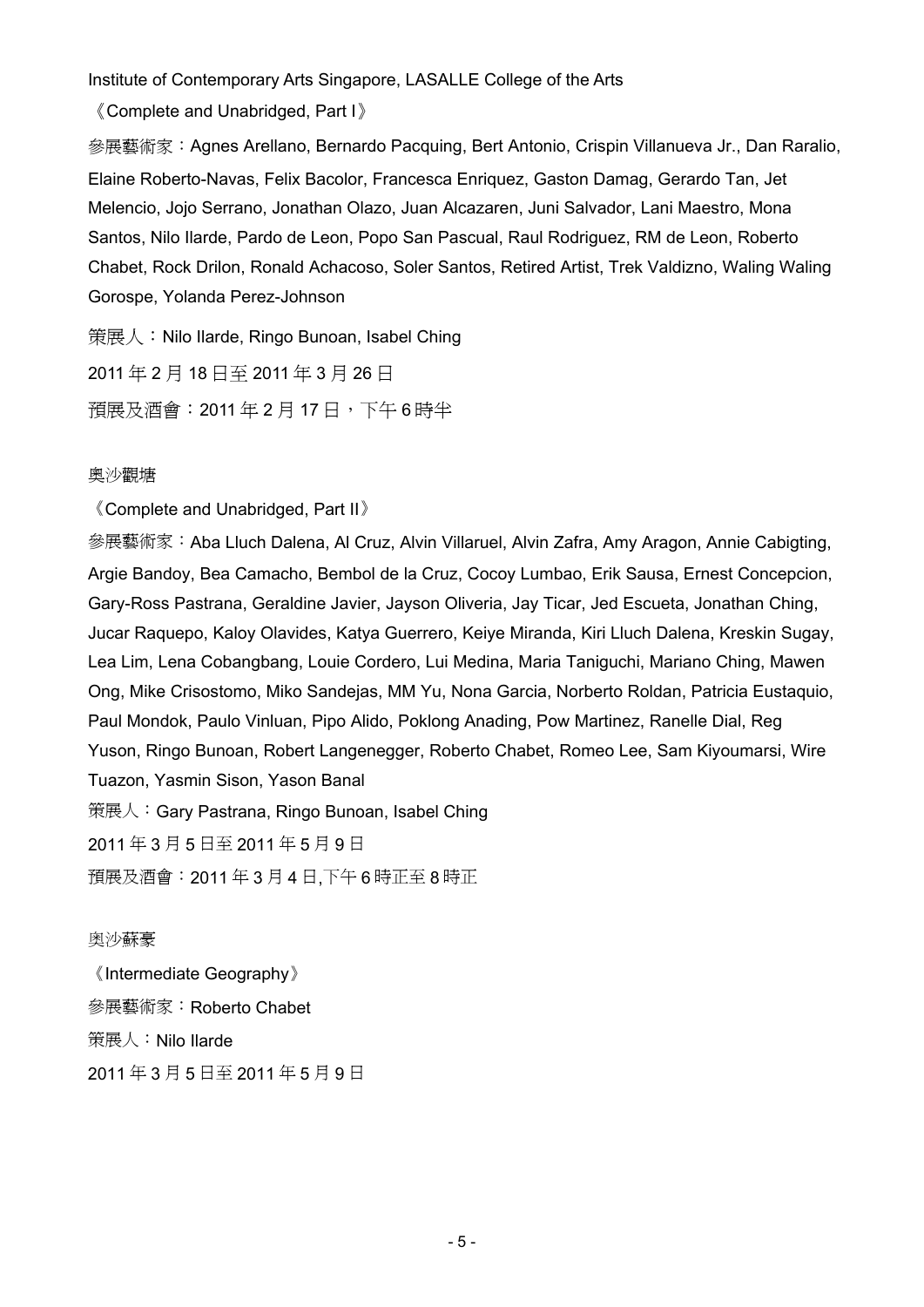Institute of Contemporary Arts Singapore, LASALLE College of the Arts

《Complete and Unabridged, Part I》

參展藝術家：Agnes Arellano, Bernardo Pacquing, Bert Antonio, Crispin Villanueva Jr., Dan Raralio, Elaine Roberto-Navas, Felix Bacolor, Francesca Enriquez, Gaston Damag, Gerardo Tan, Jet Melencio, Jojo Serrano, Jonathan Olazo, Juan Alcazaren, Juni Salvador, Lani Maestro, Mona Santos, Nilo Ilarde, Pardo de Leon, Popo San Pascual, Raul Rodriguez, RM de Leon, Roberto Chabet, Rock Drilon, Ronald Achacoso, Soler Santos, Retired Artist, Trek Valdizno, Waling Waling Gorospe, Yolanda Perez-Johnson

策展人：Nilo Ilarde, Ringo Bunoan, Isabel Ching

2011 年 2 月 18 日至 2011 年 3 月 26 日

預展及酒會：2011 年 2 月 17 日，下午 6 時半

奧沙觀塘

《Complete and Unabridged, Part II》

參展藝術家：Aba Lluch Dalena, Al Cruz, Alvin Villaruel, Alvin Zafra, Amy Aragon, Annie Cabigting, Argie Bandoy, Bea Camacho, Bembol de la Cruz, Cocoy Lumbao, Erik Sausa, Ernest Concepcion, Gary-Ross Pastrana, Geraldine Javier, Jayson Oliveria, Jay Ticar, Jed Escueta, Jonathan Ching, Jucar Raquepo, Kaloy Olavides, Katya Guerrero, Keiye Miranda, Kiri Lluch Dalena, Kreskin Sugay, Lea Lim, Lena Cobangbang, Louie Cordero, Lui Medina, Maria Taniguchi, Mariano Ching, Mawen Ong, Mike Crisostomo, Miko Sandejas, MM Yu, Nona Garcia, Norberto Roldan, Patricia Eustaquio, Paul Mondok, Paulo Vinluan, Pipo Alido, Poklong Anading, Pow Martinez, Ranelle Dial, Reg Yuson, Ringo Bunoan, Robert Langenegger, Roberto Chabet, Romeo Lee, Sam Kiyoumarsi, Wire Tuazon, Yasmin Sison, Yason Banal

策展人：Gary Pastrana, Ringo Bunoan, Isabel Ching

2011 年 3 月 5 日至 2011 年 5 月 9 日

預展及酒會：2011 年 3 月 4 日,下午 6 時正至 8 時正

奧沙蘇豪

《Intermediate Geography》

參展藝術家：Roberto Chabet

策展人：Nilo Ilarde

2011 年 3 月 5 日至 2011 年 5 月 9 日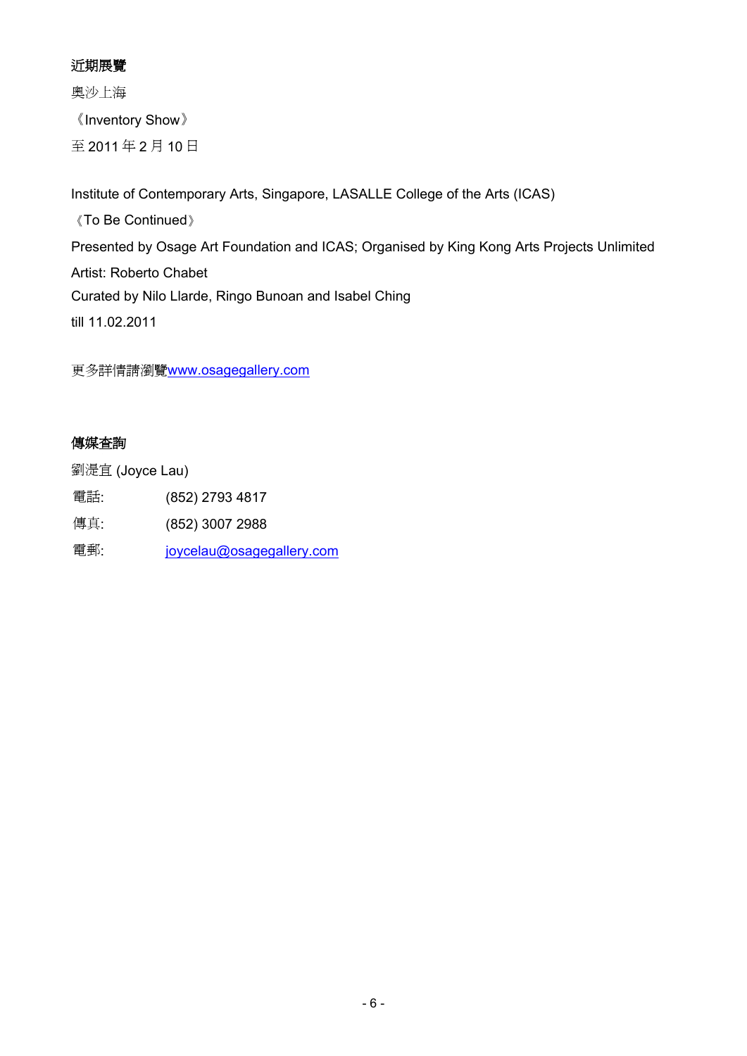**近期展覽**

奧沙上海

《Inventory Show》

至 2011 年 2 月 10 日

Institute of Contemporary Arts, Singapore, LASALLE College of the Arts (ICAS)

《To Be Continued》

Presented by Osage Art Foundation and ICAS; Organised by King Kong Arts Projects Unlimited

Artist: Roberto Chabet

Curated by Nilo Llarde, Ringo Bunoan and Isabel Ching

till 11.02.2011

更多詳情請瀏覽www.osagegallery.com

**傳媒查詢**

劉湜宜 (Joyce Lau)

電話: (852) 2793 4817

傳真: (852) 3007 2988

電郵: joycelau@osagegallery.com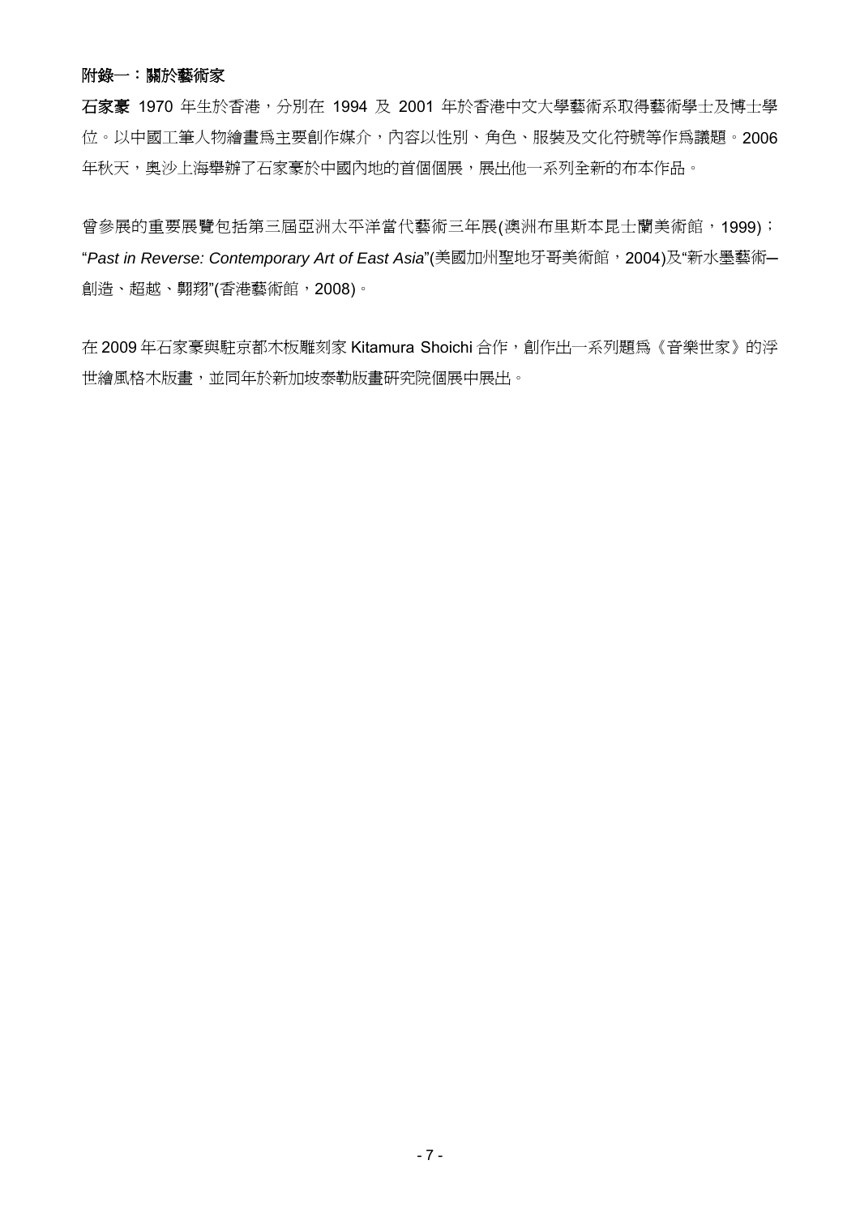## 附錄一：關於藝術家

**石家豪** 1970 年生於香港，分別在 1994 及 2001 年於香港中文大學藝術系取得藝術學士及博士學位。以中國工筆人物繪畫爲主要創作媒介，內容以性別、角色、服裝及文化符號等作爲議題。2006 年秋天，奧沙上海舉辦了石家豪於中國內地的首個個展，展出他一系列全新的布本作品。

曾參展的重要展覽包括第三屆亞洲太平洋當代藝術三年展(澳洲布里斯本昆士蘭美術館，1999)；“*Past in Reverse: Contemporary Art of East Asia*”(美國加州聖地牙哥美術館，2004)及“新水墨藝術─創造、超越、翺翔”(香港藝術館，2008)。

在 2009 年石家豪與駐京都木板雕刻家 Kitamura Shoichi 合作，創作出一系列題爲《音樂世家》的浮世繪風格木版畫，並同年於新加坡泰勒版畫研究院個展中展出。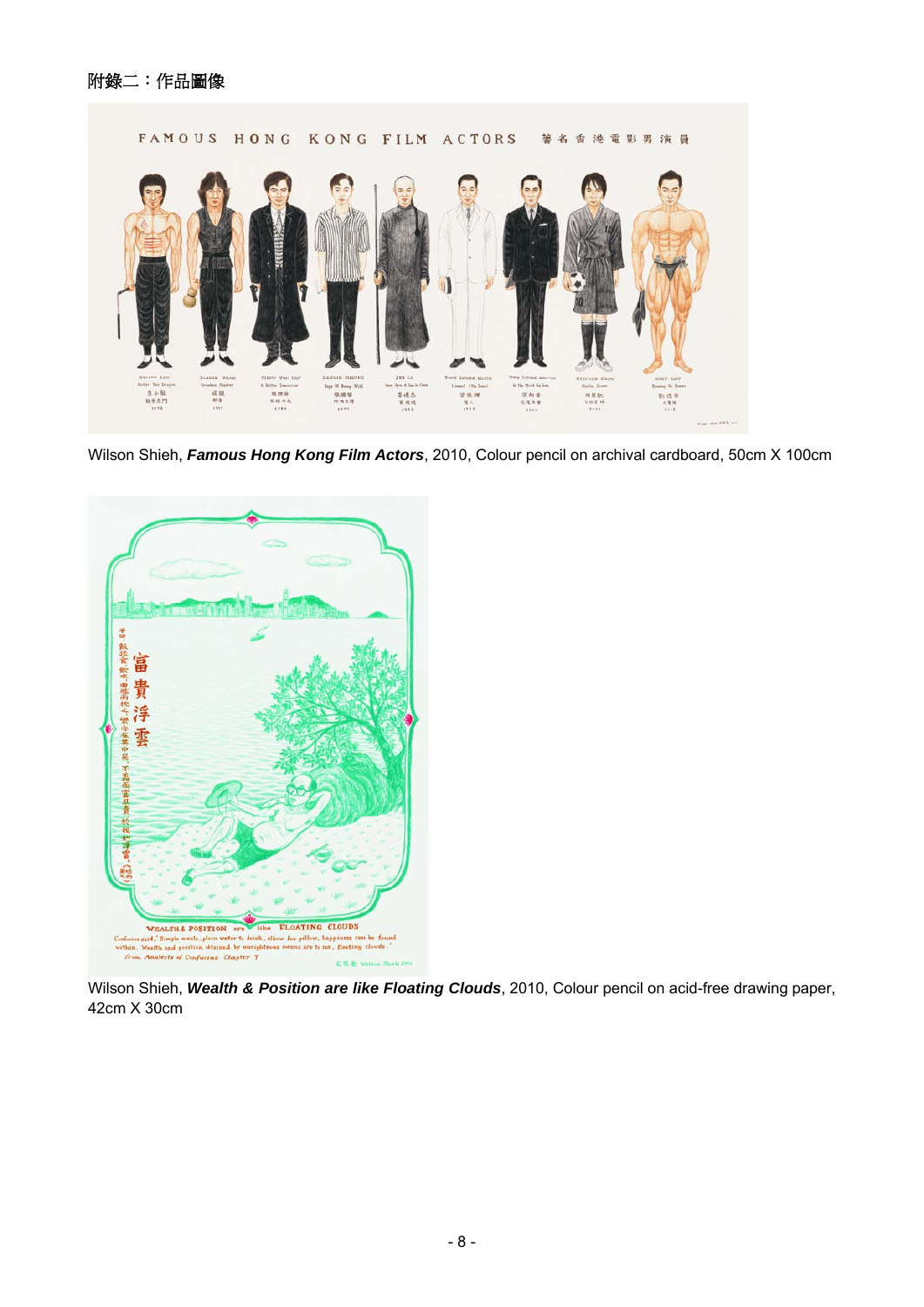附錄二：作品圖像

Wilson Shieh, ***Famous Hong Kong Film Actors***, 2010, Colour pencil on archival cardboard, 50cm X 100cm

Wilson Shieh, ***Wealth & Position are like Floating Clouds***, 2010, Colour pencil on acid-free drawing paper, 42cm X 30cm